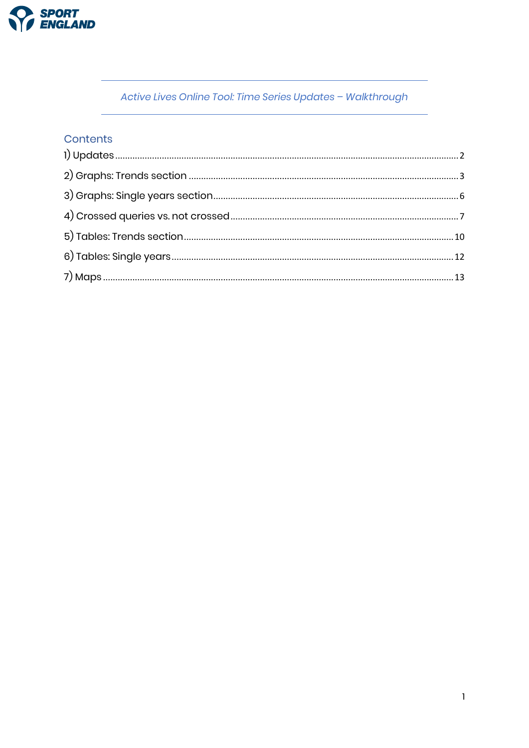*Active Lives Online Tool: Time Series Updates – Walkthrough*

## Contents

1) Updates ........ 2
2) Graphs: Trends section ........ 3
3) Graphs: Single years section ........ 6
4) Crossed queries vs. not crossed ........ 7
5) Tables: Trends section ........ 10
6) Tables: Single years ........ 12
7) Maps ........ 13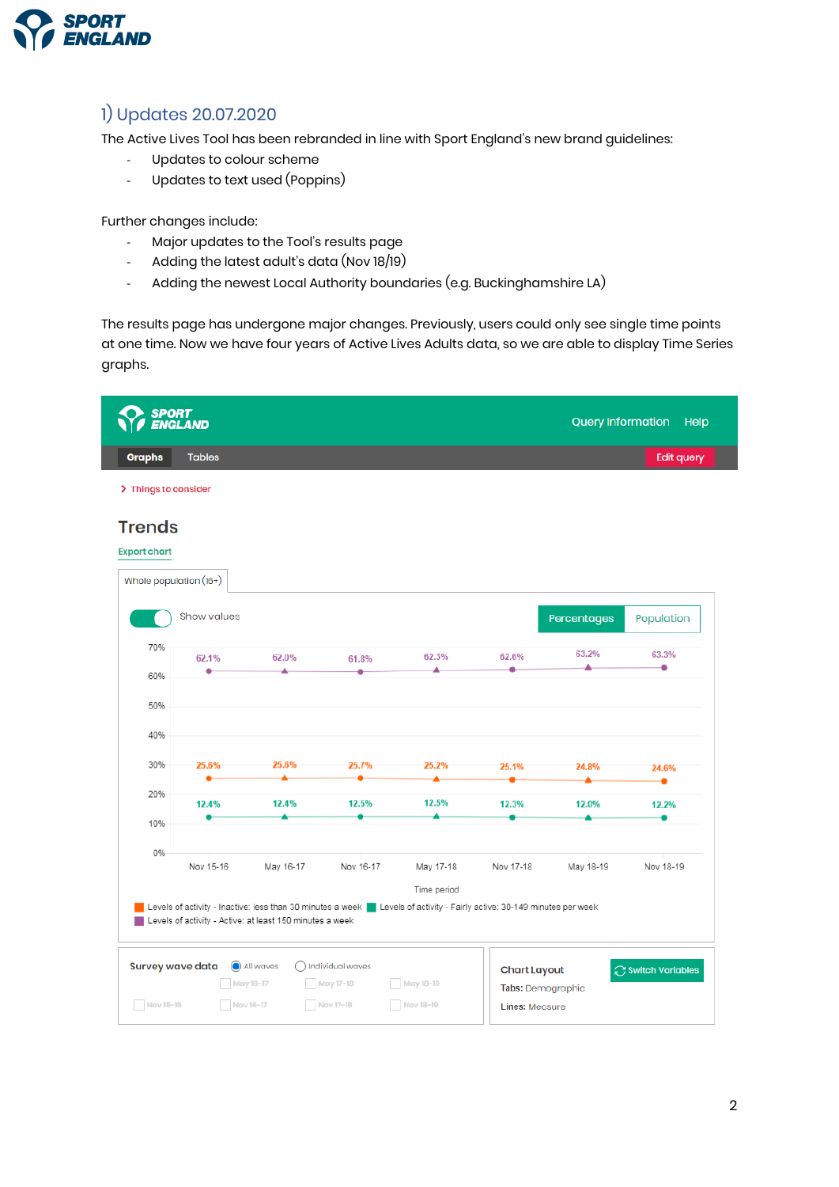## 1) Updates 20.07.2020

The Active Lives Tool has been rebranded in line with Sport England's new brand guidelines:

- Updates to colour scheme
- Updates to text used (Poppins)

Further changes include:

- Major updates to the Tool's results page
- Adding the latest adult's data (Nov 18/19)
- Adding the newest Local Authority boundaries (e.g. Buckinghamshire LA)

The results page has undergone major changes. Previously, users could only see single time points at one time. Now we have four years of Active Lives Adults data, so we are able to display Time Series graphs.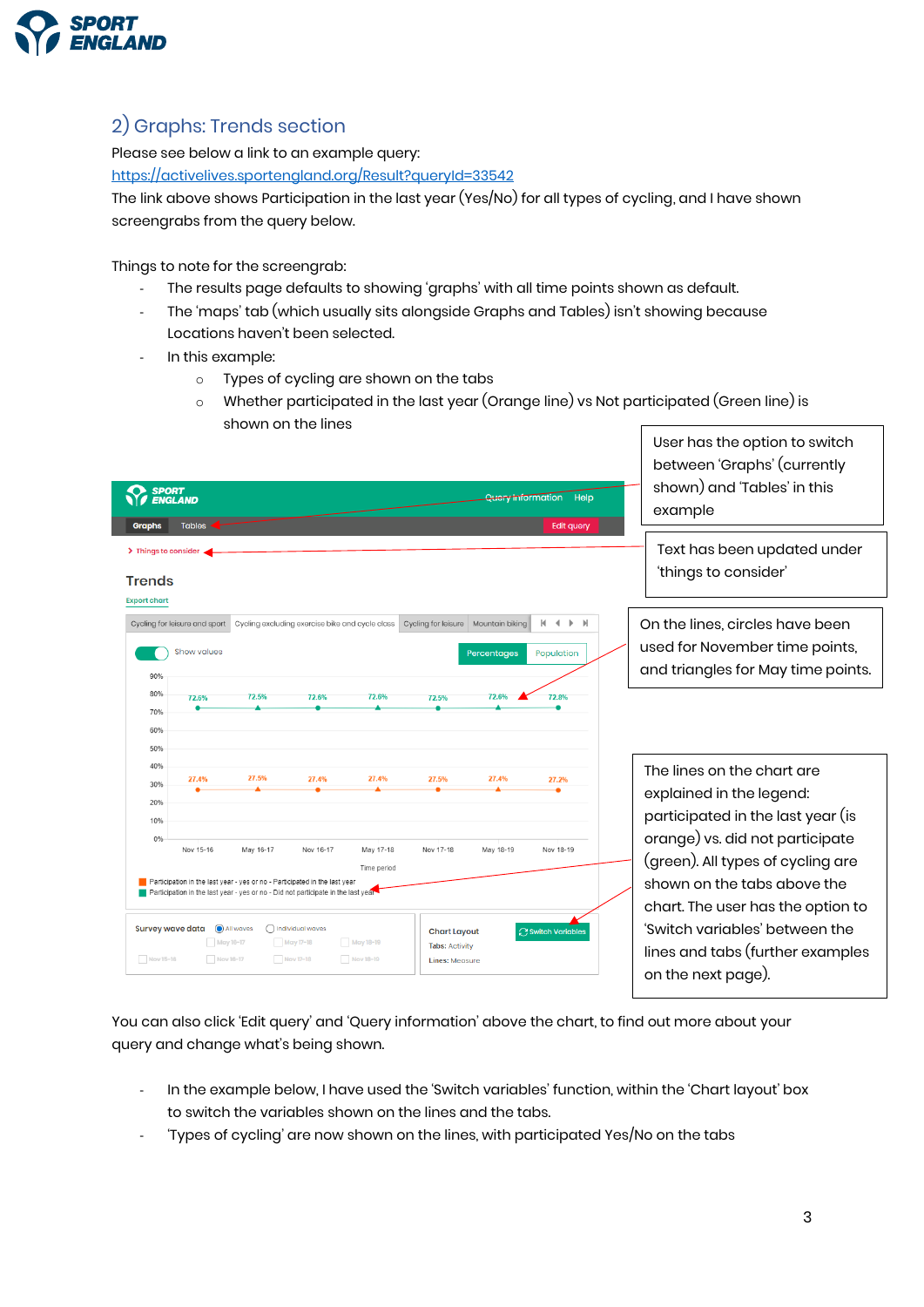## 2) Graphs: Trends section

Please see below a link to an example query:

[https://activelives.sportengland.org/Result?queryId=33542](https://activelives.sportengland.org/Result?queryId=33542)

The link above shows Participation in the last year (Yes/No) for all types of cycling, and I have shown screengrabs from the query below.

Things to note for the screengrab:

- The results page defaults to showing 'graphs' with all time points shown as default.
- The 'maps' tab (which usually sits alongside Graphs and Tables) isn't showing because Locations haven't been selected.
- In this example:
  - Types of cycling are shown on the tabs
  - Whether participated in the last year (Orange line) vs Not participated (Green line) is shown on the lines

User has the option to switch between 'Graphs' (currently shown) and 'Tables' in this example

Text has been updated under 'things to consider'

On the lines, circles have been used for November time points, and triangles for May time points.

The lines on the chart are explained in the legend: participated in the last year (is orange) vs. did not participate (green). All types of cycling are shown on the tabs above the chart. The user has the option to 'Switch variables' between the lines and tabs (further examples on the next page).

You can also click 'Edit query' and 'Query information' above the chart, to find out more about your query and change what's being shown.

- In the example below, I have used the 'Switch variables' function, within the 'Chart layout' box to switch the variables shown on the lines and the tabs.
- 'Types of cycling' are now shown on the lines, with participated Yes/No on the tabs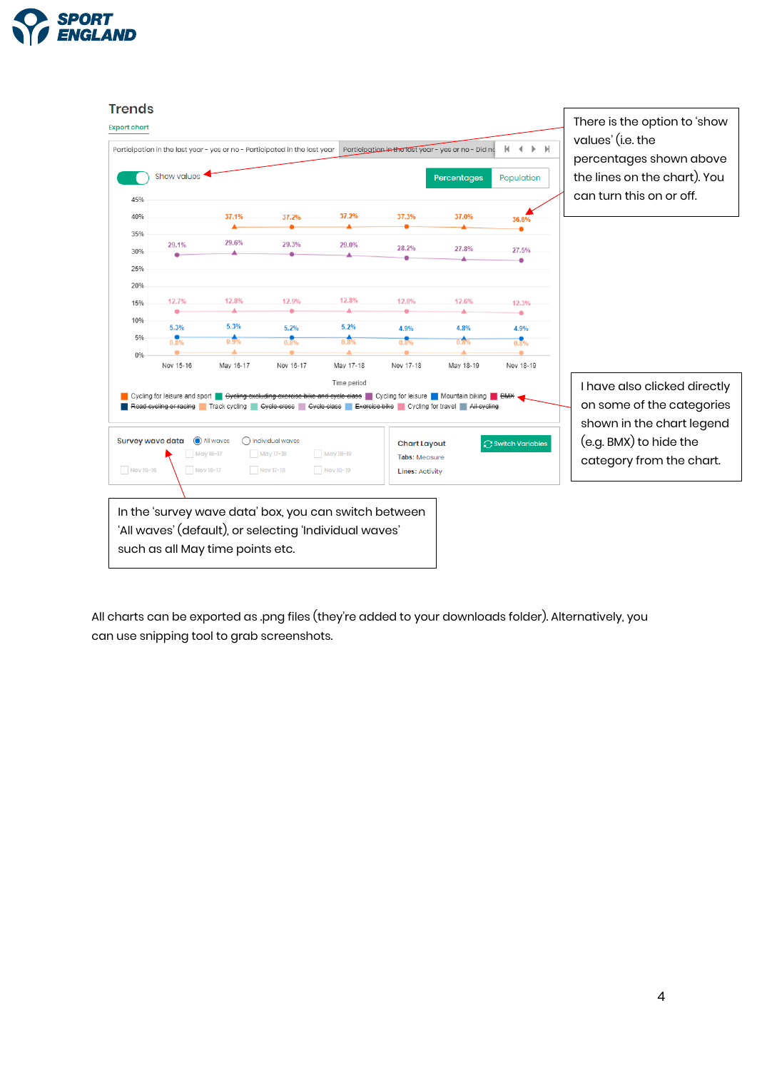## Trends

Export chart

Participation in the last year - yes or no - Participated in the last year | Participation in the last year - yes or no - Did no

Show values

Percentages | Population

There is the option to 'show values' (i.e. the percentages shown above the lines on the chart). You can turn this on or off.

I have also clicked directly on some of the categories shown in the chart legend (e.g. BMX) to hide the category from the chart.

Survey wave data: All waves / Individual waves

Chart Layout — Tabs: Measure; Lines: Activity — Switch Variables

In the 'survey wave data' box, you can switch between 'All waves' (default), or selecting 'Individual waves' such as all May time points etc.

All charts can be exported as .png files (they're added to your downloads folder). Alternatively, you can use snipping tool to grab screenshots.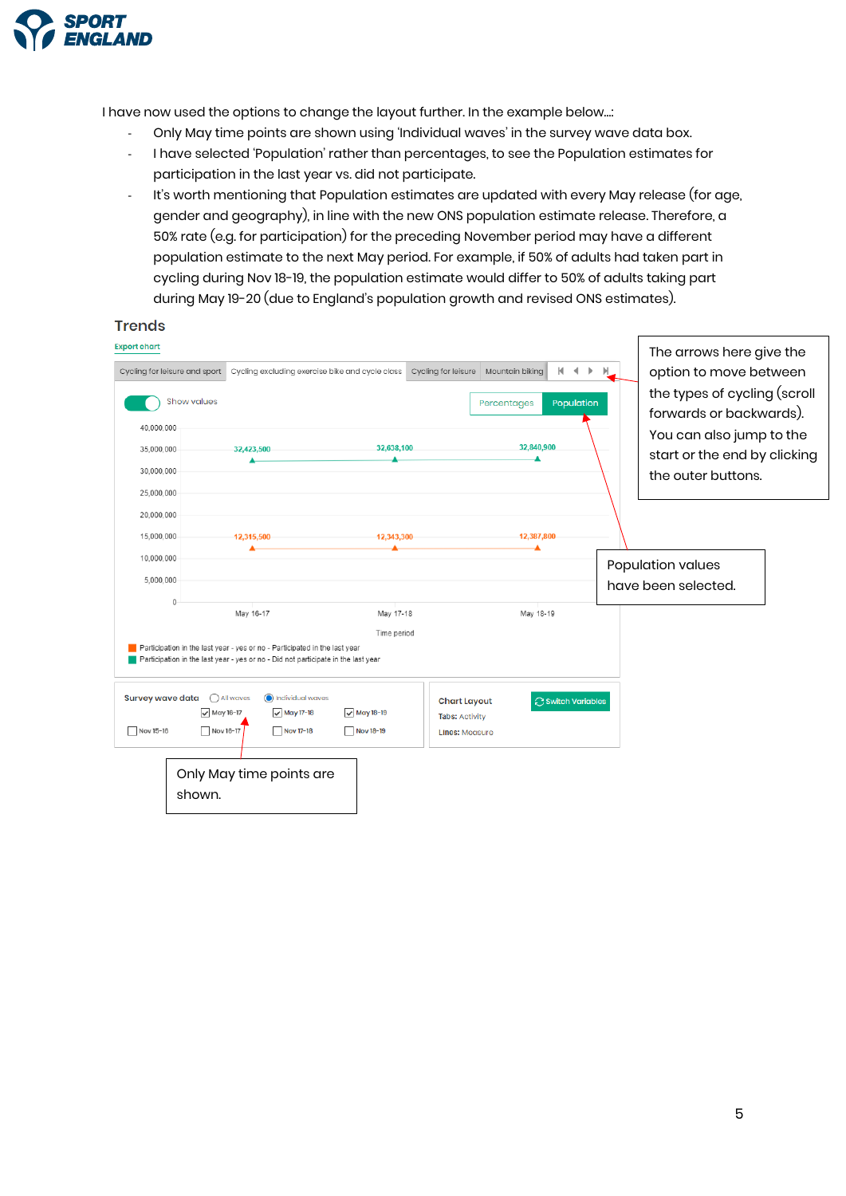I have now used the options to change the layout further. In the example below…:

- Only May time points are shown using 'Individual waves' in the survey wave data box.
- I have selected 'Population' rather than percentages, to see the Population estimates for participation in the last year vs. did not participate.
- It's worth mentioning that Population estimates are updated with every May release (for age, gender and geography), in line with the new ONS population estimate release. Therefore, a 50% rate (e.g. for participation) for the preceding November period may have a different population estimate to the next May period. For example, if 50% of adults had taken part in cycling during Nov 18-19, the population estimate would differ to 50% of adults taking part during May 19-20 (due to England's population growth and revised ONS estimates).

## Trends

Export chart

Cycling for leisure and sport | Cycling excluding exercise bike and cycle class | Cycling for leisure | Mountain biking

Show values

Percentages | Population

| Time period | Participation in the last year - yes or no - Participated in the last year | Participation in the last year - yes or no - Did not participate in the last year |
|---|---|---|
| May 16-17 | 12,315,500 | 32,423,500 |
| May 17-18 | 12,343,300 | 32,638,100 |
| May 18-19 | 12,387,800 | 32,840,900 |

Survey wave data: All waves / Individual waves — [x] May 16-17, [x] May 17-18, [x] May 18-19, [ ] Nov 15-16, [ ] Nov 16-17, [ ] Nov 17-18, [ ] Nov 18-19

Chart Layout — Tabs: Activity; Lines: Measure — Switch Variables

The arrows here give the option to move between the types of cycling (scroll forwards or backwards). You can also jump to the start or the end by clicking the outer buttons.

Population values have been selected.

Only May time points are shown.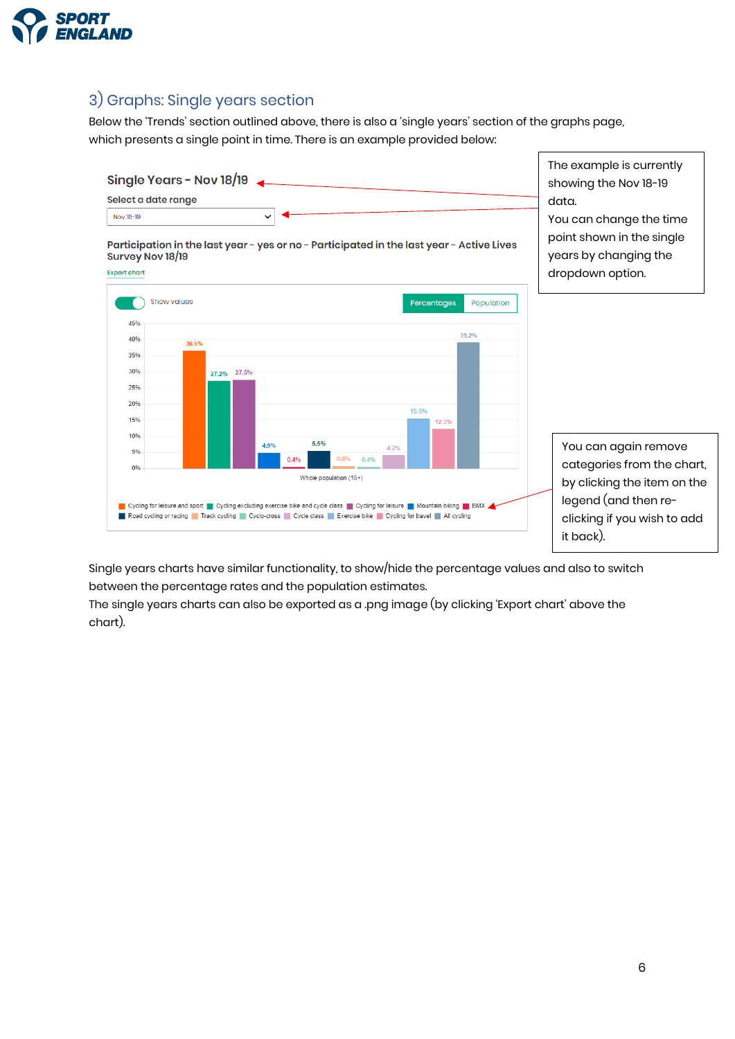## 3) Graphs: Single years section

Below the 'Trends' section outlined above, there is also a 'single years' section of the graphs page, which presents a single point in time. There is an example provided below:

**Single Years - Nov 18/19**

Select a date range

Nov 18-19

**Participation in the last year - yes or no - Participated in the last year - Active Lives Survey Nov 18/19**

Export chart

Show values | Percentages | Population

Whole population (16+)

| Category | Value |
|---|---|
| Cycling for leisure and sport | 36.6% |
| Cycling excluding exercise bike and cycle class | 27.2% |
| Cycling for leisure | 27.5% |
| Mountain biking | 4.9% |
| BMX | 0.4% |
| Road cycling or racing | 5.5% |
| Track cycling | 0.8% |
| Cyclo-cross | 0.4% |
| Cycle class | 4.2% |
| Exercise bike | 15.5% |
| Cycling for travel | 12.3% |
| All cycling | 39.2% |

The example is currently showing the Nov 18-19 data.
You can change the time point shown in the single years by changing the dropdown option.

You can again remove categories from the chart, by clicking the item on the legend (and then re-clicking if you wish to add it back).

Single years charts have similar functionality, to show/hide the percentage values and also to switch between the percentage rates and the population estimates.
The single years charts can also be exported as a .png image (by clicking 'Export chart' above the chart).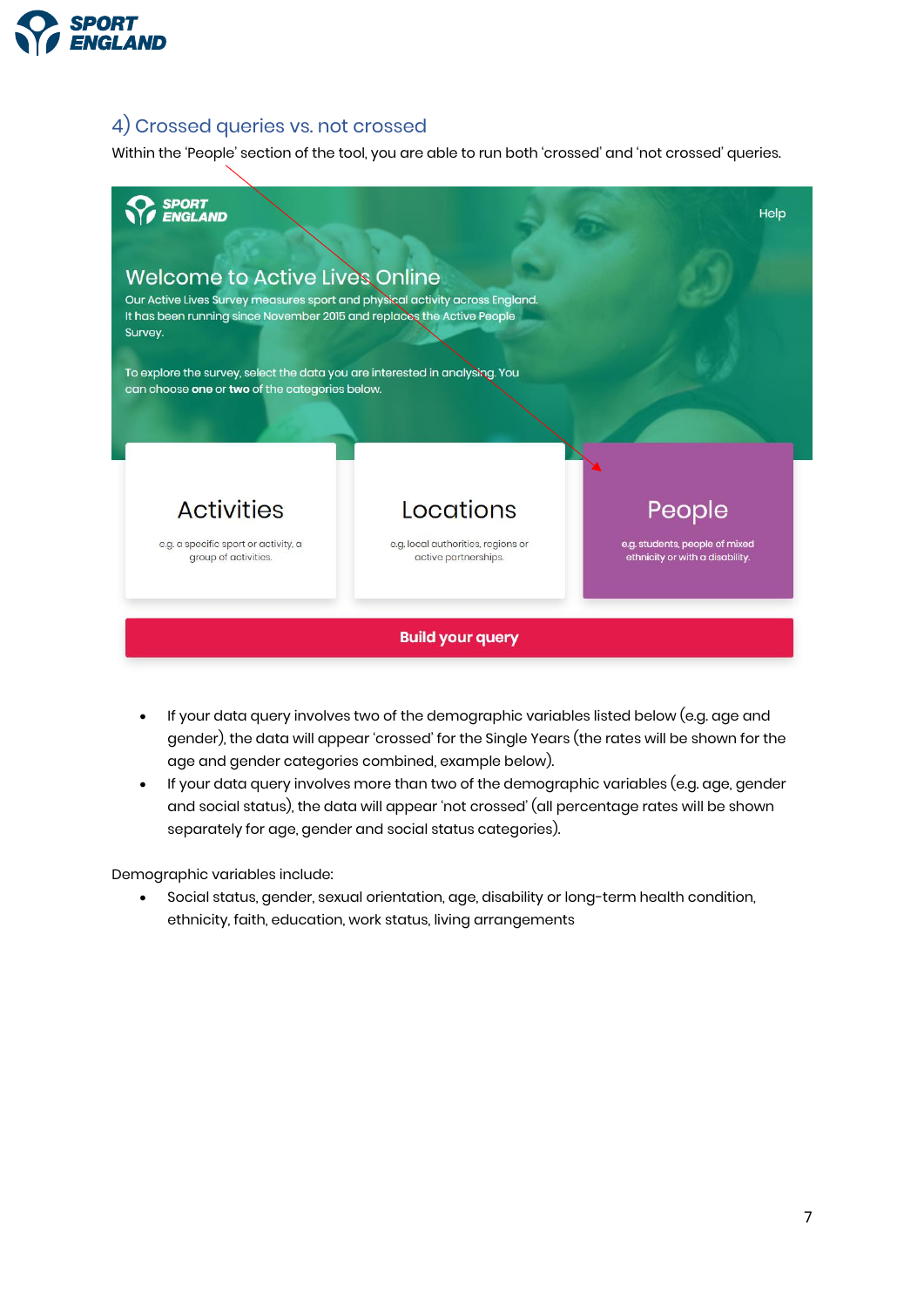## 4) Crossed queries vs. not crossed

Within the 'People' section of the tool, you are able to run both 'crossed' and 'not crossed' queries.

- If your data query involves two of the demographic variables listed below (e.g. age and gender), the data will appear 'crossed' for the Single Years (the rates will be shown for the age and gender categories combined, example below).
- If your data query involves more than two of the demographic variables (e.g. age, gender and social status), the data will appear 'not crossed' (all percentage rates will be shown separately for age, gender and social status categories).

Demographic variables include:

- Social status, gender, sexual orientation, age, disability or long-term health condition, ethnicity, faith, education, work status, living arrangements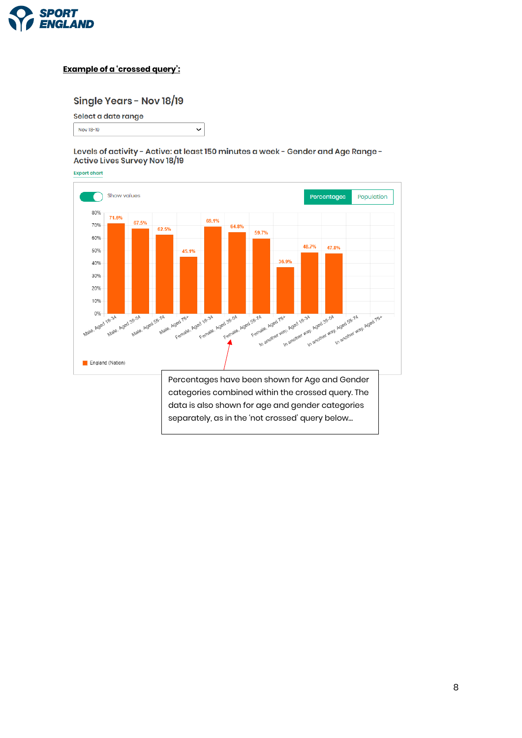**Example of a 'crossed query':**

## Single Years - Nov 18/19

Select a date range

Nov 18-19

### Levels of activity - Active: at least 150 minutes a week - Gender and Age Range - Active Lives Survey Nov 18/19

Export chart

Show values

Percentages | Population

| Category | England (Nation) |
|---|---|
| Male, Aged 16-34 | 71.6% |
| Male, Aged 35-54 | 67.5% |
| Male, Aged 55-74 | 62.5% |
| Male, Aged 75+ | 45.1% |
| Female, Aged 16-34 | 69.1% |
| Female, Aged 35-54 | 64.8% |
| Female, Aged 55-74 | 59.7% |
| Female, Aged 75+ | 36.9% |
| In another way, Aged 16-34 | 48.7% |
| In another way, Aged 35-54 | 47.8% |
| In another way, Aged 55-74 | |
| In another way, Aged 75+ | |

England (Nation)

Percentages have been shown for Age and Gender categories combined within the crossed query. The data is also shown for age and gender categories separately, as in the 'not crossed' query below...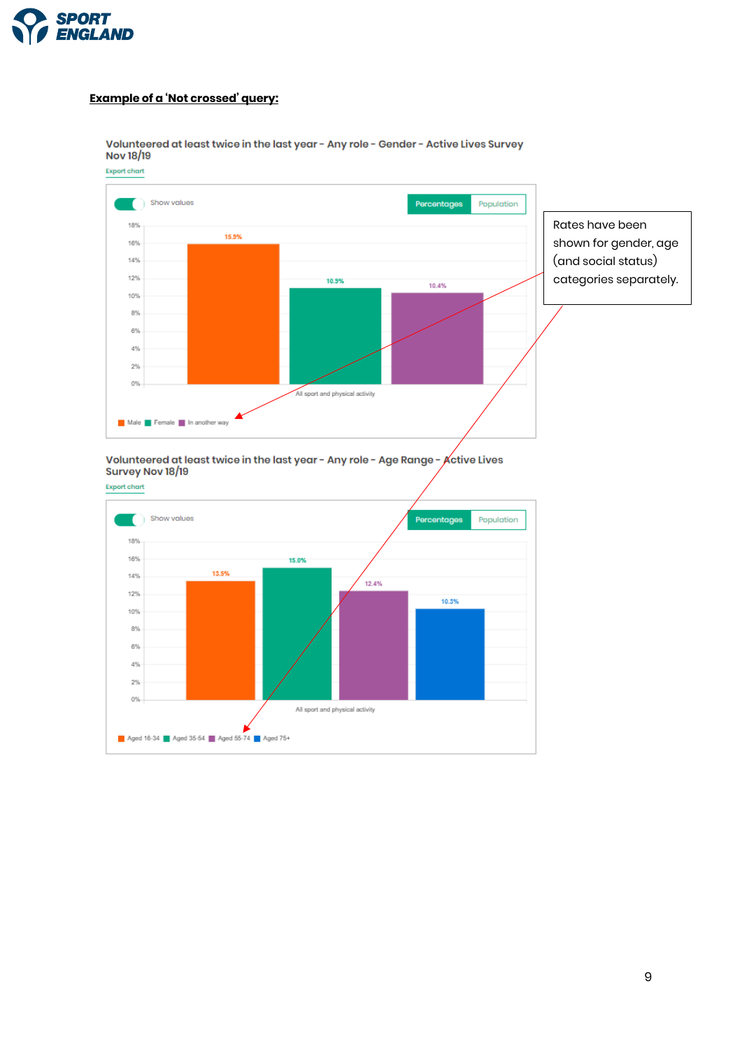**Example of a 'Not crossed' query:**

Volunteered at least twice in the last year - Any role - Gender - Active Lives Survey Nov 18/19

Export chart

Show values

Percentages | Population

18%
16%
14%
12%
10%
8%
6%
4%
2%
0%

15.9%

10.9%

10.4%

All sport and physical activity

Male | Female | In another way

Rates have been shown for gender, age (and social status) categories separately.

Volunteered at least twice in the last year - Any role - Age Range - Active Lives Survey Nov 18/19

Export chart

Show values

Percentages | Population

18%
16%
14%
12%
10%
8%
6%
4%
2%
0%

13.5%

15.0%

12.4%

10.3%

All sport and physical activity

Aged 16-34 | Aged 35-54 | Aged 55-74 | Aged 75+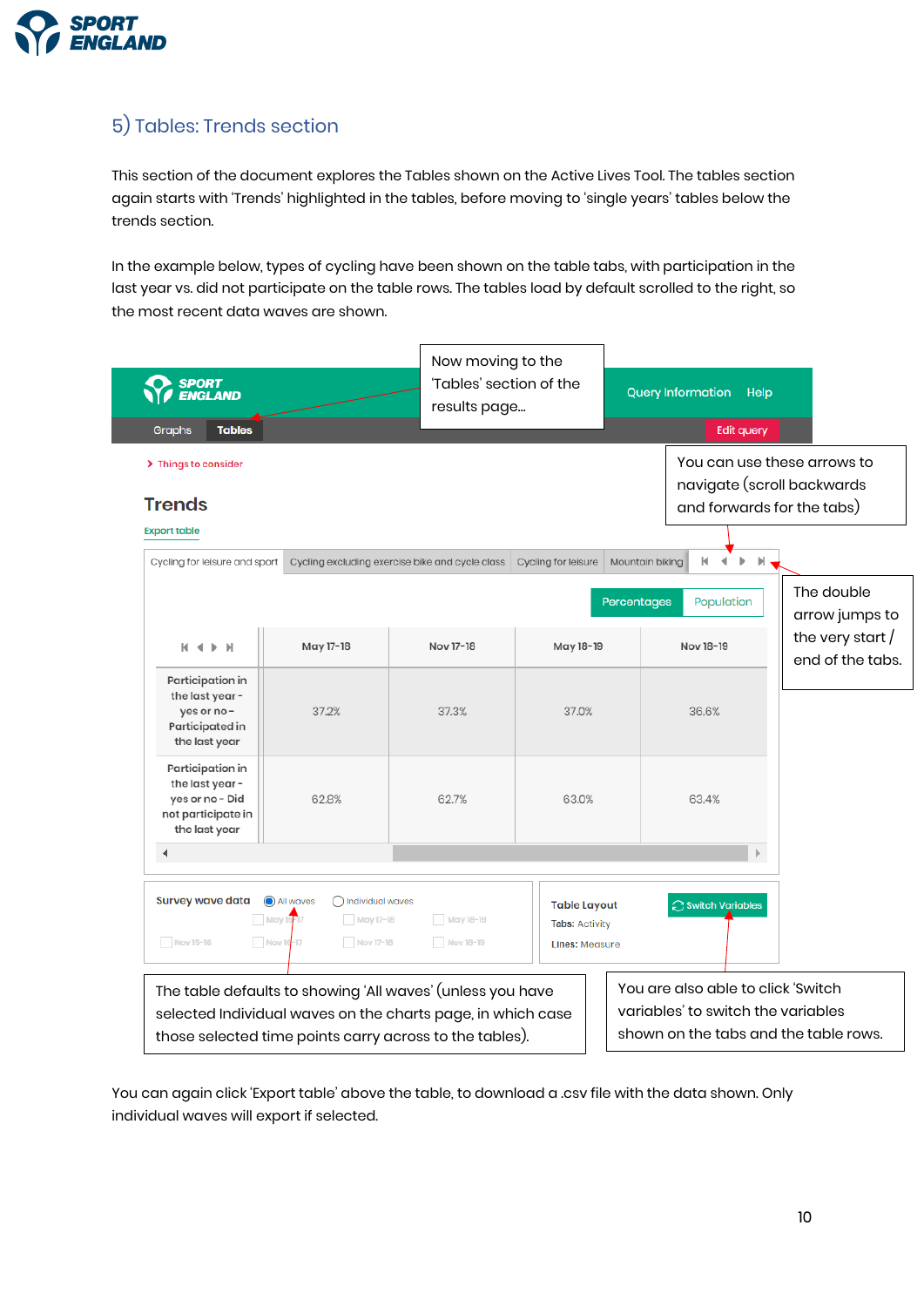## 5) Tables: Trends section

This section of the document explores the Tables shown on the Active Lives Tool. The tables section again starts with 'Trends' highlighted in the tables, before moving to 'single years' tables below the trends section.

In the example below, types of cycling have been shown on the table tabs, with participation in the last year vs. did not participate on the table rows. The tables load by default scrolled to the right, so the most recent data waves are shown.

Now moving to the 'Tables' section of the results page...

You can use these arrows to navigate (scroll backwards and forwards for the tabs)

The double arrow jumps to the very start / end of the tabs.

Tabs: Cycling for leisure and sport | Cycling excluding exercise bike and cycle class | Cycling for leisure | Mountain biking

| | May 17-18 | Nov 17-18 | May 18-19 | Nov 18-19 |
|---|---|---|---|---|
| Participation in the last year - yes or no - Participated in the last year | 37.2% | 37.3% | 37.0% | 36.6% |
| Participation in the last year - yes or no - Did not participate in the last year | 62.8% | 62.7% | 63.0% | 63.4% |

The table defaults to showing 'All waves' (unless you have selected Individual waves on the charts page, in which case those selected time points carry across to the tables).

You are also able to click 'Switch variables' to switch the variables shown on the tabs and the table rows.

You can again click 'Export table' above the table, to download a .csv file with the data shown. Only individual waves will export if selected.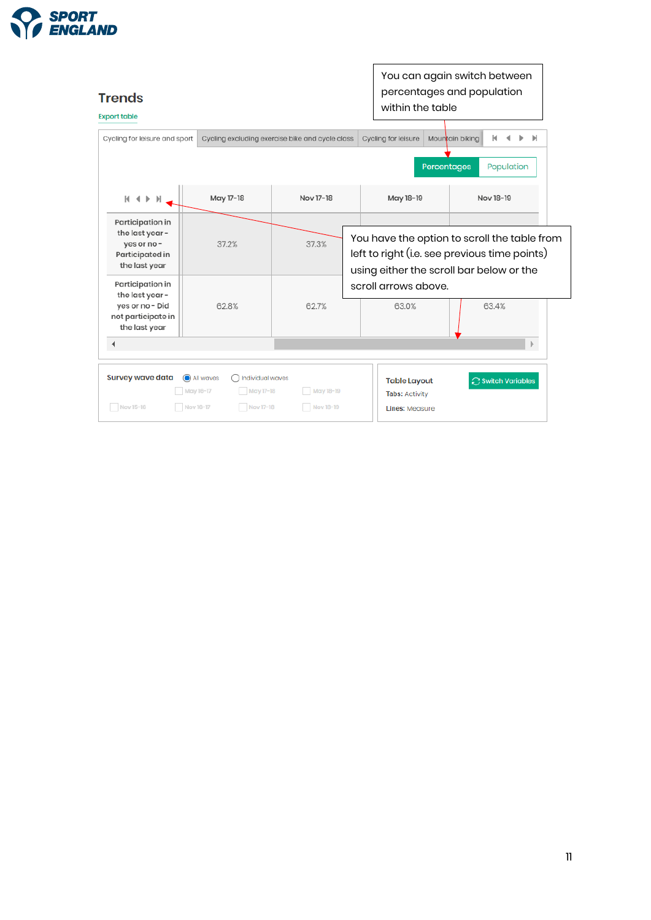You can again switch between percentages and population within the table

## Trends

Export table

Cycling for leisure and sport | Cycling excluding exercise bike and cycle class | Cycling for leisure | Mountain biking

Percentages | Population

| | May 17-18 | Nov 17-18 | May 18-19 | Nov 18-19 |
|---|---|---|---|---|
| Participation in the last year - yes or no - Participated in the last year | 37.2% | 37.3% | | |
| Participation in the last year - yes or no - Did not participate in the last year | 62.8% | 62.7% | 63.0% | 63.4% |

You have the option to scroll the table from left to right (i.e. see previous time points) using either the scroll bar below or the scroll arrows above.

Survey wave data: All waves / Individual waves

May 16-17, May 17-18, May 18-19, Nov 15-16, Nov 16-17, Nov 17-18, Nov 18-19

Table Layout

Tabs: Activity

Lines: Measure

Switch Variables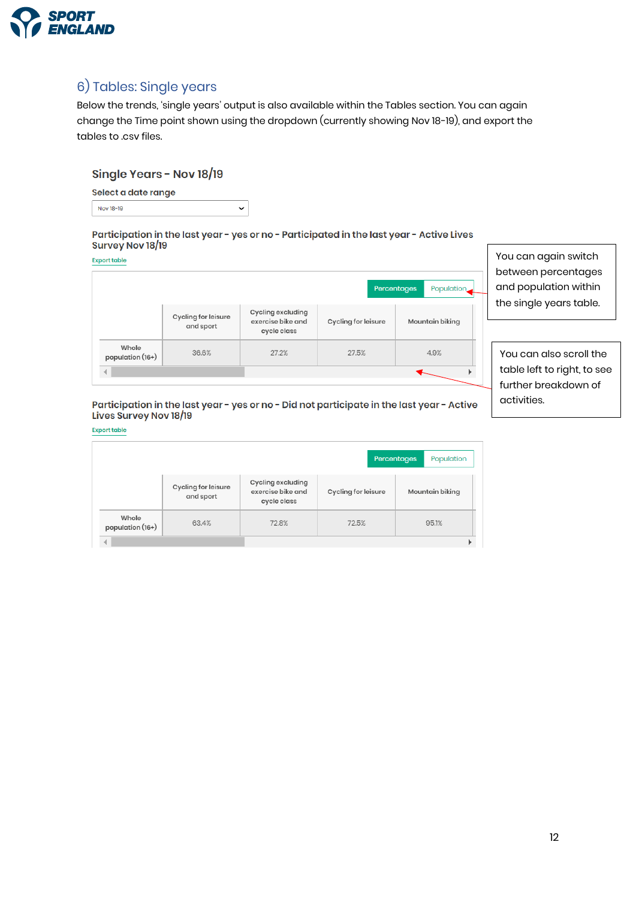## 6) Tables: Single years

Below the trends, 'single years' output is also available within the Tables section. You can again change the Time point shown using the dropdown (currently showing Nov 18-19), and export the tables to .csv files.

### Single Years - Nov 18/19

Select a date range

Nov 18-19

**Participation in the last year - yes or no - Participated in the last year - Active Lives Survey Nov 18/19**

Export table

Percentages | Population

| | Cycling for leisure and sport | Cycling excluding exercise bike and cycle class | Cycling for leisure | Mountain biking |
|---|---|---|---|---|
| Whole population (16+) | 36.6% | 27.2% | 27.5% | 4.9% |

You can again switch between percentages and population within the single years table.

You can also scroll the table left to right, to see further breakdown of activities.

**Participation in the last year - yes or no - Did not participate in the last year - Active Lives Survey Nov 18/19**

Export table

Percentages | Population

| | Cycling for leisure and sport | Cycling excluding exercise bike and cycle class | Cycling for leisure | Mountain biking |
|---|---|---|---|---|
| Whole population (16+) | 63.4% | 72.8% | 72.5% | 95.1% |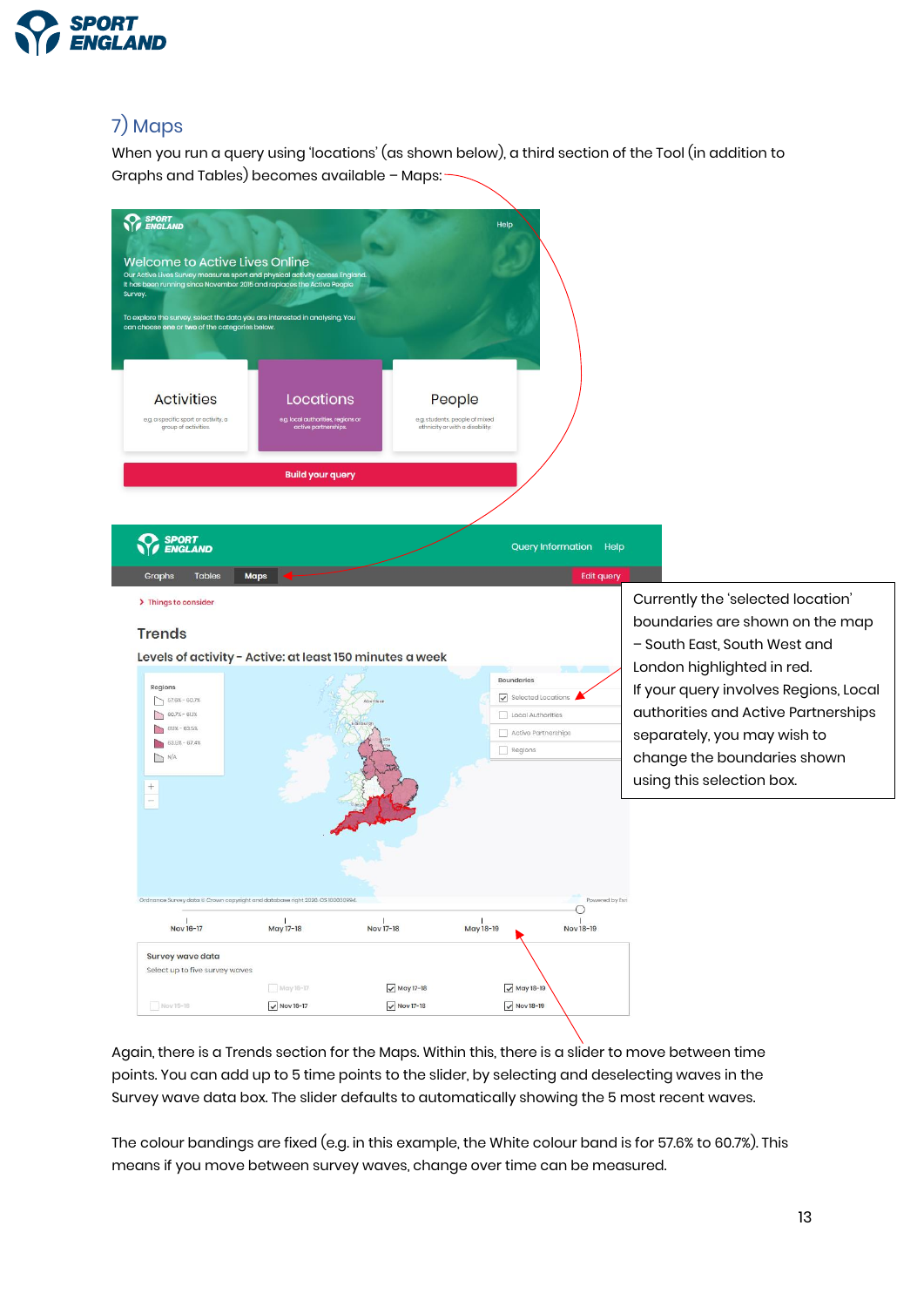## 7) Maps

When you run a query using 'locations' (as shown below), a third section of the Tool (in addition to Graphs and Tables) becomes available – Maps:

Currently the 'selected location' boundaries are shown on the map – South East, South West and London highlighted in red.
If your query involves Regions, Local authorities and Active Partnerships separately, you may wish to change the boundaries shown using this selection box.

Again, there is a Trends section for the Maps. Within this, there is a slider to move between time points. You can add up to 5 time points to the slider, by selecting and deselecting waves in the Survey wave data box. The slider defaults to automatically showing the 5 most recent waves.

The colour bandings are fixed (e.g. in this example, the White colour band is for 57.6% to 60.7%). This means if you move between survey waves, change over time can be measured.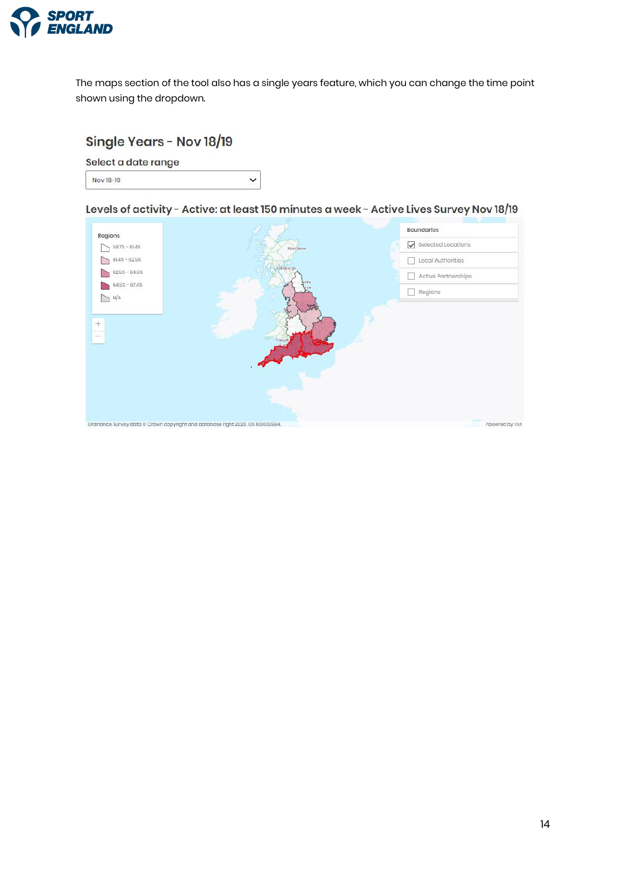The maps section of the tool also has a single years feature, which you can change the time point shown using the dropdown.

Single Years - Nov 18/19

Select a date range

Nov 18-19

Levels of activity - Active: at least 150 minutes a week - Active Lives Survey Nov 18/19

Regions

58.7% - 61.4%

61.4% - 62.5%

62.5% - 64.5%

64.5% - 67.4%

N/A

Boundaries

Selected Locations

Local Authorities

Active Partnerships

Regions

Ordnance Survey data © Crown copyright and database right 2020. OS 100030994.

Powered by Esri